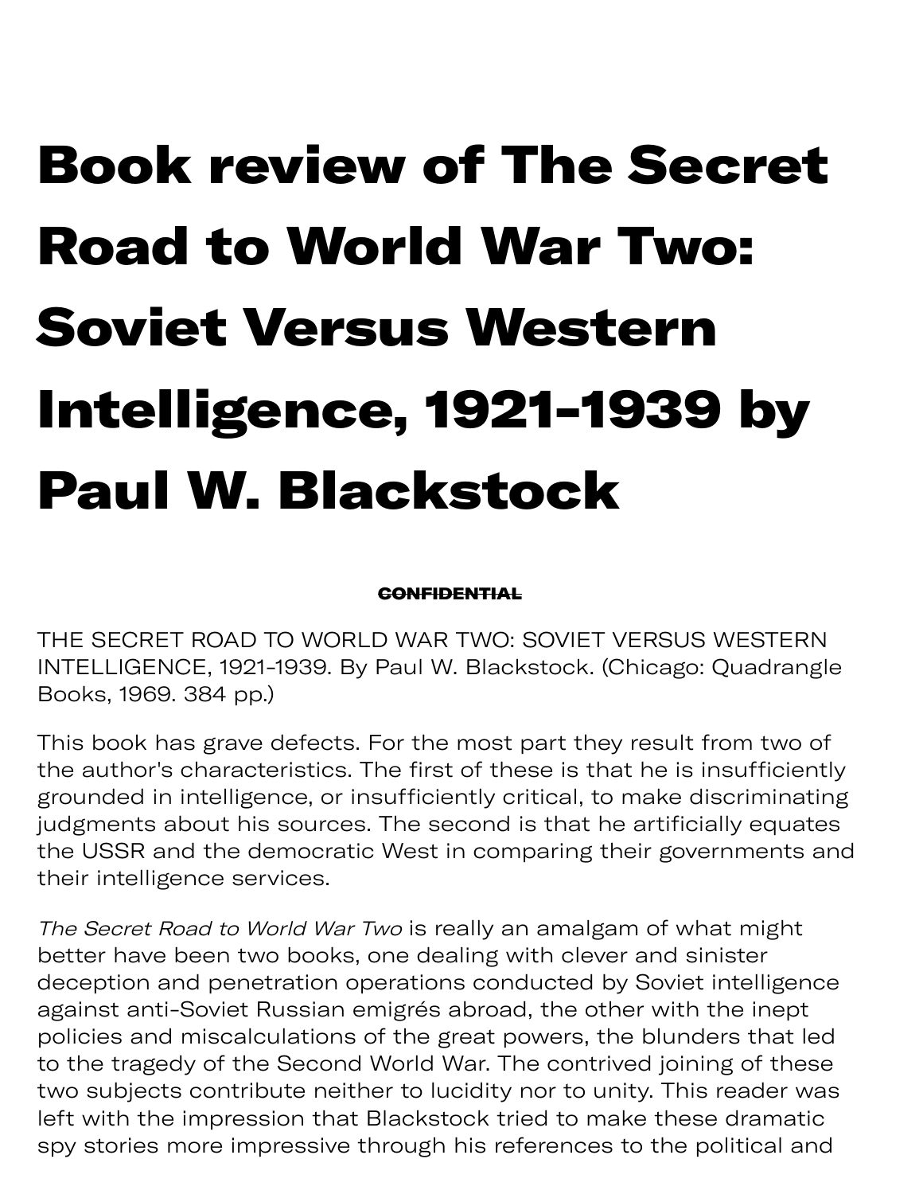# Book review of The Secret Road to World War Two: Soviet Versus Western Intelligence, 1921-1939 by Paul W. Blackstock

~~**CONFIDENTIAL**~~

THE SECRET ROAD TO WORLD WAR TWO: SOVIET VERSUS WESTERN INTELLIGENCE, 1921-1939. By Paul W. Blackstock. (Chicago: Quadrangle Books, 1969. 384 pp.)

This book has grave defects. For the most part they result from two of the author's characteristics. The first of these is that he is insufficiently grounded in intelligence, or insufficiently critical, to make discriminating judgments about his sources. The second is that he artificially equates the USSR and the democratic West in comparing their governments and their intelligence services.

*The Secret Road to World War Two* is really an amalgam of what might better have been two books, one dealing with clever and sinister deception and penetration operations conducted by Soviet intelligence against anti-Soviet Russian emigrés abroad, the other with the inept policies and miscalculations of the great powers, the blunders that led to the tragedy of the Second World War. The contrived joining of these two subjects contribute neither to lucidity nor to unity. This reader was left with the impression that Blackstock tried to make these dramatic spy stories more impressive through his references to the political and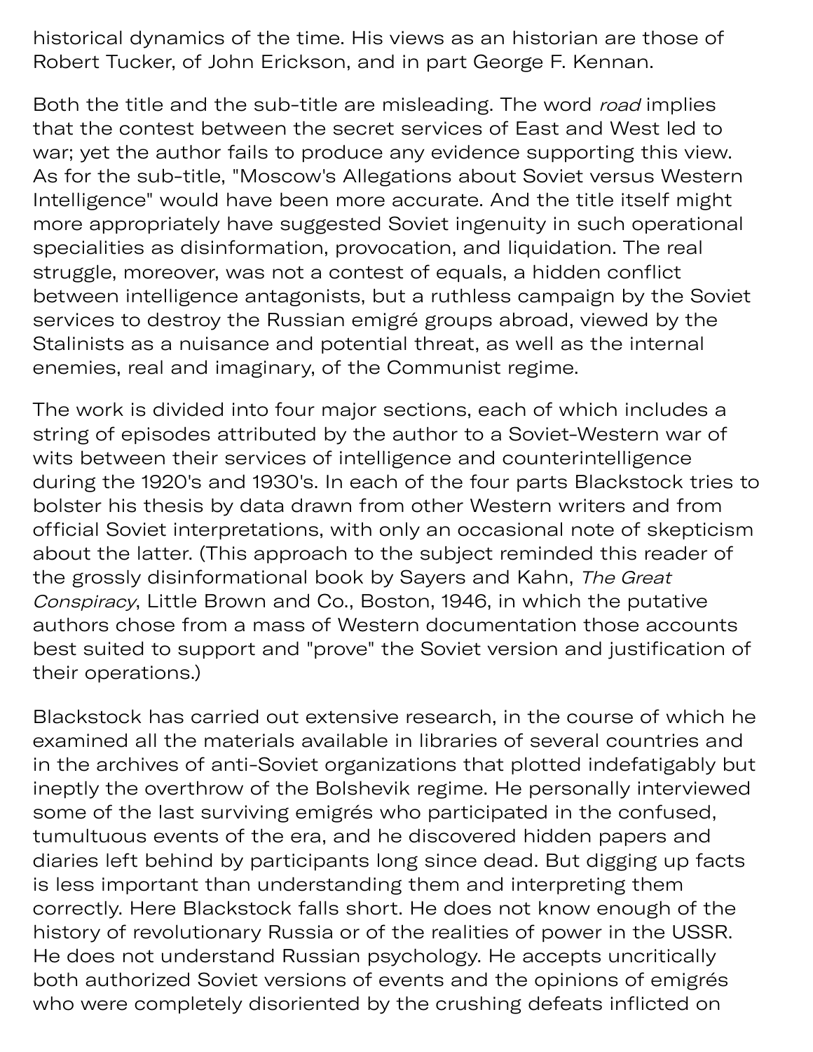historical dynamics of the time. His views as an historian are those of Robert Tucker, of John Erickson, and in part George F. Kennan.

Both the title and the sub-title are misleading. The word *road* implies that the contest between the secret services of East and West led to war; yet the author fails to produce any evidence supporting this view. As for the sub-title, "Moscow's Allegations about Soviet versus Western Intelligence" would have been more accurate. And the title itself might more appropriately have suggested Soviet ingenuity in such operational specialities as disinformation, provocation, and liquidation. The real struggle, moreover, was not a contest of equals, a hidden conflict between intelligence antagonists, but a ruthless campaign by the Soviet services to destroy the Russian emigré groups abroad, viewed by the Stalinists as a nuisance and potential threat, as well as the internal enemies, real and imaginary, of the Communist regime.

The work is divided into four major sections, each of which includes a string of episodes attributed by the author to a Soviet-Western war of wits between their services of intelligence and counterintelligence during the 1920's and 1930's. In each of the four parts Blackstock tries to bolster his thesis by data drawn from other Western writers and from official Soviet interpretations, with only an occasional note of skepticism about the latter. (This approach to the subject reminded this reader of the grossly disinformational book by Sayers and Kahn, *The Great Conspiracy*, Little Brown and Co., Boston, 1946, in which the putative authors chose from a mass of Western documentation those accounts best suited to support and "prove" the Soviet version and justification of their operations.)

Blackstock has carried out extensive research, in the course of which he examined all the materials available in libraries of several countries and in the archives of anti-Soviet organizations that plotted indefatigably but ineptly the overthrow of the Bolshevik regime. He personally interviewed some of the last surviving emigrés who participated in the confused, tumultuous events of the era, and he discovered hidden papers and diaries left behind by participants long since dead. But digging up facts is less important than understanding them and interpreting them correctly. Here Blackstock falls short. He does not know enough of the history of revolutionary Russia or of the realities of power in the USSR. He does not understand Russian psychology. He accepts uncritically both authorized Soviet versions of events and the opinions of emigrés who were completely disoriented by the crushing defeats inflicted on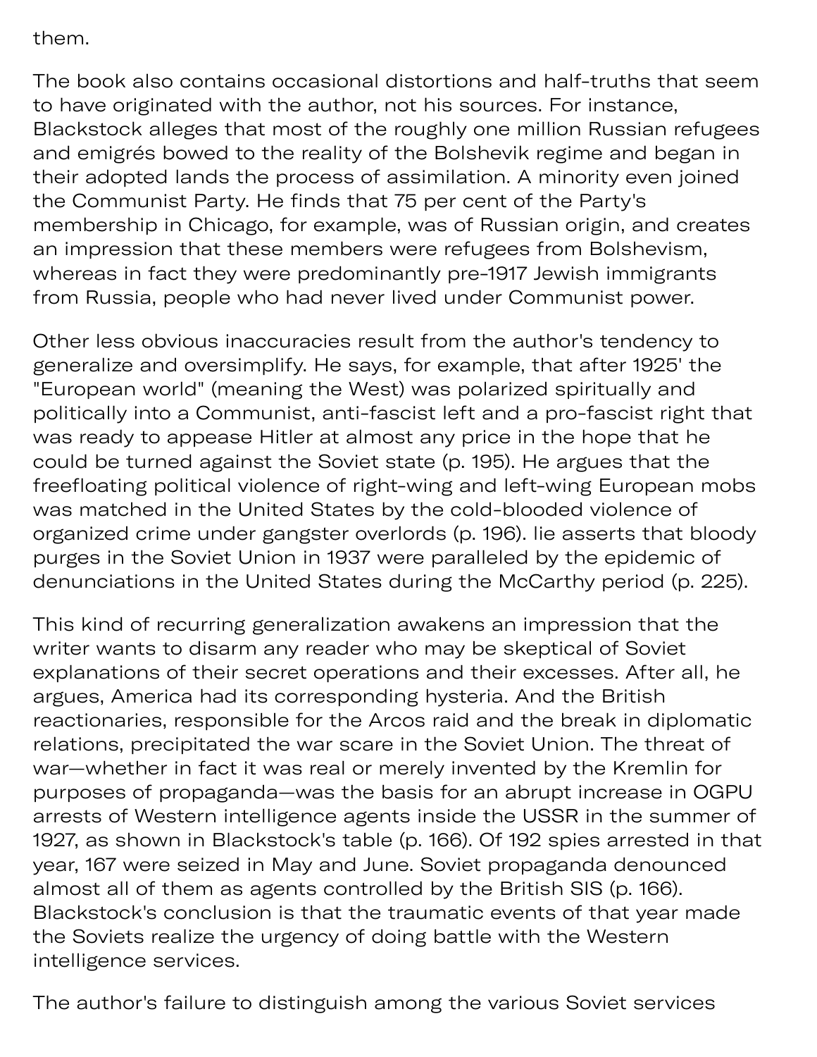them.

The book also contains occasional distortions and half-truths that seem to have originated with the author, not his sources. For instance, Blackstock alleges that most of the roughly one million Russian refugees and emigrés bowed to the reality of the Bolshevik regime and began in their adopted lands the process of assimilation. A minority even joined the Communist Party. He finds that 75 per cent of the Party's membership in Chicago, for example, was of Russian origin, and creates an impression that these members were refugees from Bolshevism, whereas in fact they were predominantly pre-1917 Jewish immigrants from Russia, people who had never lived under Communist power.

Other less obvious inaccuracies result from the author's tendency to generalize and oversimplify. He says, for example, that after 1925' the "European world" (meaning the West) was polarized spiritually and politically into a Communist, anti-fascist left and a pro-fascist right that was ready to appease Hitler at almost any price in the hope that he could be turned against the Soviet state (p. 195). He argues that the freefloating political violence of right-wing and left-wing European mobs was matched in the United States by the cold-blooded violence of organized crime under gangster overlords (p. 196). lie asserts that bloody purges in the Soviet Union in 1937 were paralleled by the epidemic of denunciations in the United States during the McCarthy period (p. 225).

This kind of recurring generalization awakens an impression that the writer wants to disarm any reader who may be skeptical of Soviet explanations of their secret operations and their excesses. After all, he argues, America had its corresponding hysteria. And the British reactionaries, responsible for the Arcos raid and the break in diplomatic relations, precipitated the war scare in the Soviet Union. The threat of war—whether in fact it was real or merely invented by the Kremlin for purposes of propaganda—was the basis for an abrupt increase in OGPU arrests of Western intelligence agents inside the USSR in the summer of 1927, as shown in Blackstock's table (p. 166). Of 192 spies arrested in that year, 167 were seized in May and June. Soviet propaganda denounced almost all of them as agents controlled by the British SIS (p. 166). Blackstock's conclusion is that the traumatic events of that year made the Soviets realize the urgency of doing battle with the Western intelligence services.

The author's failure to distinguish among the various Soviet services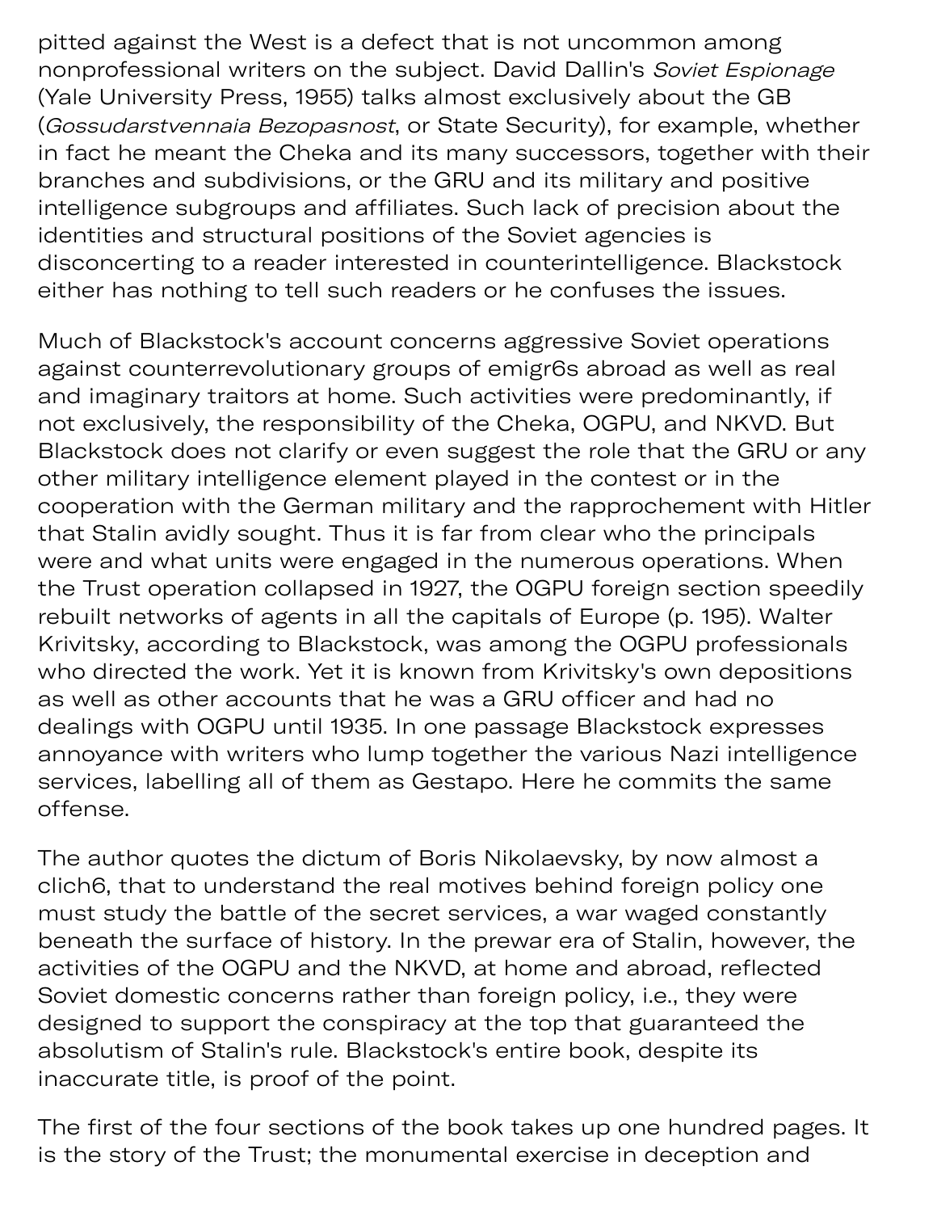pitted against the West is a defect that is not uncommon among nonprofessional writers on the subject. David Dallin's *Soviet Espionage* (Yale University Press, 1955) talks almost exclusively about the GB (*Gossudarstvennaia Bezopasnost*, or State Security), for example, whether in fact he meant the Cheka and its many successors, together with their branches and subdivisions, or the GRU and its military and positive intelligence subgroups and affiliates. Such lack of precision about the identities and structural positions of the Soviet agencies is disconcerting to a reader interested in counterintelligence. Blackstock either has nothing to tell such readers or he confuses the issues.

Much of Blackstock's account concerns aggressive Soviet operations against counterrevolutionary groups of emigr6s abroad as well as real and imaginary traitors at home. Such activities were predominantly, if not exclusively, the responsibility of the Cheka, OGPU, and NKVD. But Blackstock does not clarify or even suggest the role that the GRU or any other military intelligence element played in the contest or in the cooperation with the German military and the rapprochement with Hitler that Stalin avidly sought. Thus it is far from clear who the principals were and what units were engaged in the numerous operations. When the Trust operation collapsed in 1927, the OGPU foreign section speedily rebuilt networks of agents in all the capitals of Europe (p. 195). Walter Krivitsky, according to Blackstock, was among the OGPU professionals who directed the work. Yet it is known from Krivitsky's own depositions as well as other accounts that he was a GRU officer and had no dealings with OGPU until 1935. In one passage Blackstock expresses annoyance with writers who lump together the various Nazi intelligence services, labelling all of them as Gestapo. Here he commits the same offense.

The author quotes the dictum of Boris Nikolaevsky, by now almost a clich6, that to understand the real motives behind foreign policy one must study the battle of the secret services, a war waged constantly beneath the surface of history. In the prewar era of Stalin, however, the activities of the OGPU and the NKVD, at home and abroad, reflected Soviet domestic concerns rather than foreign policy, i.e., they were designed to support the conspiracy at the top that guaranteed the absolutism of Stalin's rule. Blackstock's entire book, despite its inaccurate title, is proof of the point.

The first of the four sections of the book takes up one hundred pages. It is the story of the Trust; the monumental exercise in deception and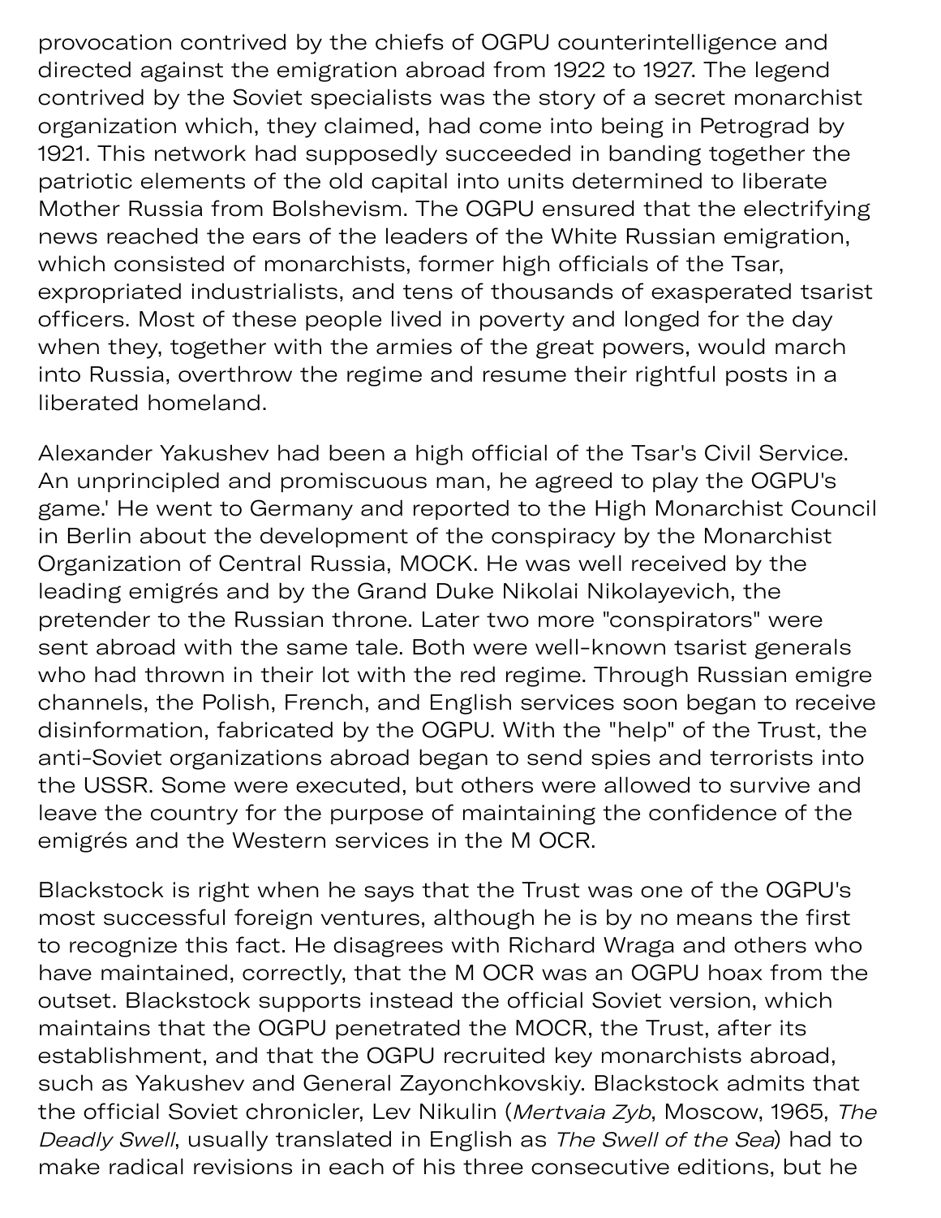provocation contrived by the chiefs of OGPU counterintelligence and directed against the emigration abroad from 1922 to 1927. The legend contrived by the Soviet specialists was the story of a secret monarchist organization which, they claimed, had come into being in Petrograd by 1921. This network had supposedly succeeded in banding together the patriotic elements of the old capital into units determined to liberate Mother Russia from Bolshevism. The OGPU ensured that the electrifying news reached the ears of the leaders of the White Russian emigration, which consisted of monarchists, former high officials of the Tsar, expropriated industrialists, and tens of thousands of exasperated tsarist officers. Most of these people lived in poverty and longed for the day when they, together with the armies of the great powers, would march into Russia, overthrow the regime and resume their rightful posts in a liberated homeland.

Alexander Yakushev had been a high official of the Tsar's Civil Service. An unprincipled and promiscuous man, he agreed to play the OGPU's game.' He went to Germany and reported to the High Monarchist Council in Berlin about the development of the conspiracy by the Monarchist Organization of Central Russia, MOCK. He was well received by the leading emigrés and by the Grand Duke Nikolai Nikolayevich, the pretender to the Russian throne. Later two more "conspirators" were sent abroad with the same tale. Both were well-known tsarist generals who had thrown in their lot with the red regime. Through Russian emigre channels, the Polish, French, and English services soon began to receive disinformation, fabricated by the OGPU. With the "help" of the Trust, the anti-Soviet organizations abroad began to send spies and terrorists into the USSR. Some were executed, but others were allowed to survive and leave the country for the purpose of maintaining the confidence of the emigrés and the Western services in the M OCR.

Blackstock is right when he says that the Trust was one of the OGPU's most successful foreign ventures, although he is by no means the first to recognize this fact. He disagrees with Richard Wraga and others who have maintained, correctly, that the M OCR was an OGPU hoax from the outset. Blackstock supports instead the official Soviet version, which maintains that the OGPU penetrated the MOCR, the Trust, after its establishment, and that the OGPU recruited key monarchists abroad, such as Yakushev and General Zayonchkovskiy. Blackstock admits that the official Soviet chronicler, Lev Nikulin (*Mertvaia Zyb*, Moscow, 1965, *The Deadly Swell*, usually translated in English as *The Swell of the Sea*) had to make radical revisions in each of his three consecutive editions, but he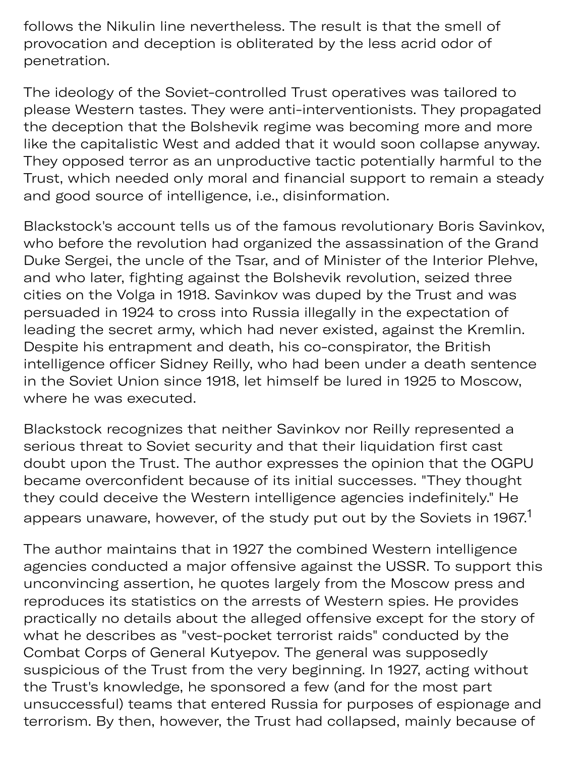follows the Nikulin line nevertheless. The result is that the smell of provocation and deception is obliterated by the less acrid odor of penetration.

The ideology of the Soviet-controlled Trust operatives was tailored to please Western tastes. They were anti-interventionists. They propagated the deception that the Bolshevik regime was becoming more and more like the capitalistic West and added that it would soon collapse anyway. They opposed terror as an unproductive tactic potentially harmful to the Trust, which needed only moral and financial support to remain a steady and good source of intelligence, i.e., disinformation.

Blackstock's account tells us of the famous revolutionary Boris Savinkov, who before the revolution had organized the assassination of the Grand Duke Sergei, the uncle of the Tsar, and of Minister of the Interior Plehve, and who later, fighting against the Bolshevik revolution, seized three cities on the Volga in 1918. Savinkov was duped by the Trust and was persuaded in 1924 to cross into Russia illegally in the expectation of leading the secret army, which had never existed, against the Kremlin. Despite his entrapment and death, his co-conspirator, the British intelligence officer Sidney Reilly, who had been under a death sentence in the Soviet Union since 1918, let himself be lured in 1925 to Moscow, where he was executed.

Blackstock recognizes that neither Savinkov nor Reilly represented a serious threat to Soviet security and that their liquidation first cast doubt upon the Trust. The author expresses the opinion that the OGPU became overconfident because of its initial successes. "They thought they could deceive the Western intelligence agencies indefinitely." He appears unaware, however, of the study put out by the Soviets in 1967.[1]

The author maintains that in 1927 the combined Western intelligence agencies conducted a major offensive against the USSR. To support this unconvincing assertion, he quotes largely from the Moscow press and reproduces its statistics on the arrests of Western spies. He provides practically no details about the alleged offensive except for the story of what he describes as "vest-pocket terrorist raids" conducted by the Combat Corps of General Kutyepov. The general was supposedly suspicious of the Trust from the very beginning. In 1927, acting without the Trust's knowledge, he sponsored a few (and for the most part unsuccessful) teams that entered Russia for purposes of espionage and terrorism. By then, however, the Trust had collapsed, mainly because of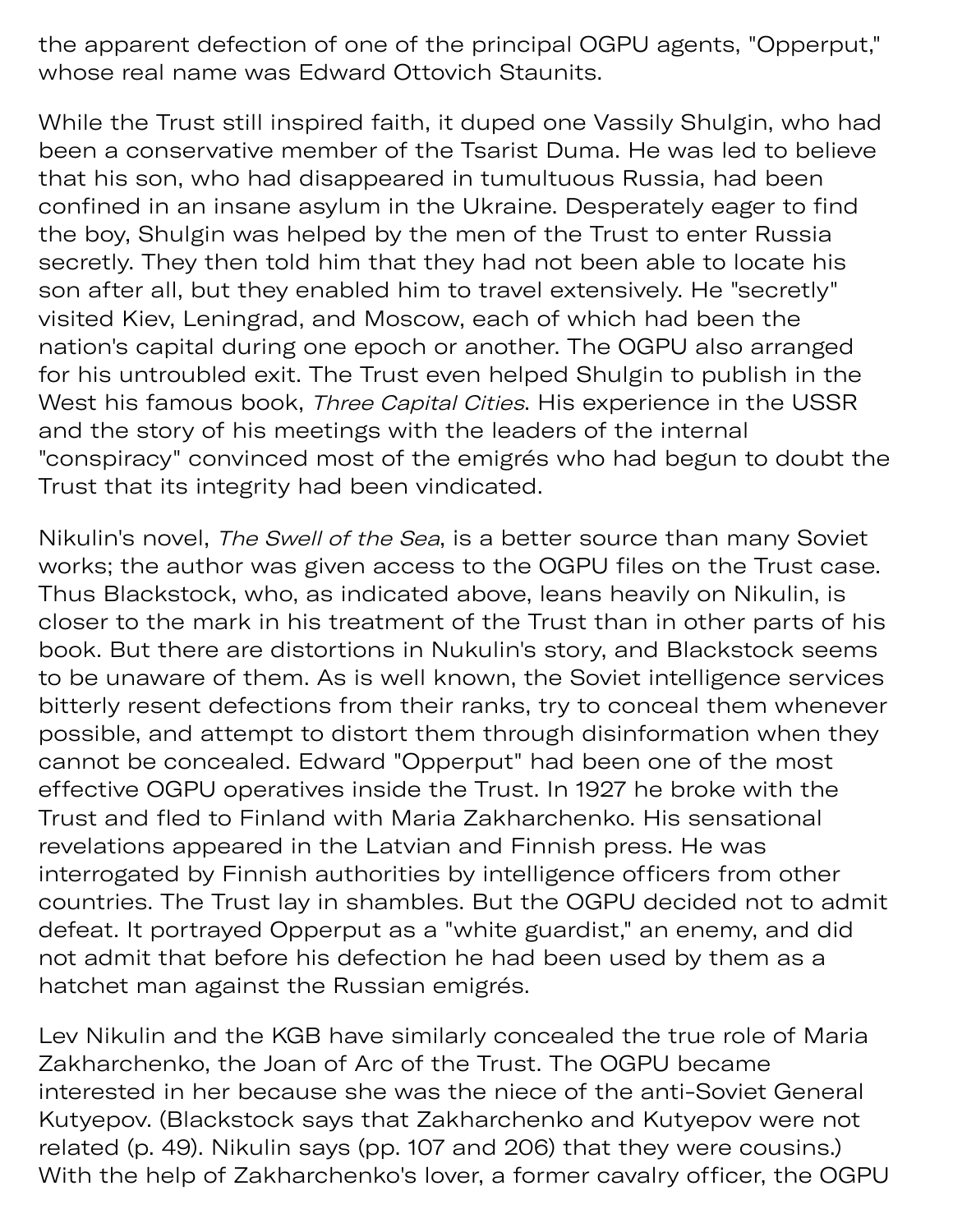the apparent defection of one of the principal OGPU agents, "Opperput," whose real name was Edward Ottovich Staunits.

While the Trust still inspired faith, it duped one Vassily Shulgin, who had been a conservative member of the Tsarist Duma. He was led to believe that his son, who had disappeared in tumultuous Russia, had been confined in an insane asylum in the Ukraine. Desperately eager to find the boy, Shulgin was helped by the men of the Trust to enter Russia secretly. They then told him that they had not been able to locate his son after all, but they enabled him to travel extensively. He "secretly" visited Kiev, Leningrad, and Moscow, each of which had been the nation's capital during one epoch or another. The OGPU also arranged for his untroubled exit. The Trust even helped Shulgin to publish in the West his famous book, *Three Capital Cities*. His experience in the USSR and the story of his meetings with the leaders of the internal "conspiracy" convinced most of the emigrés who had begun to doubt the Trust that its integrity had been vindicated.

Nikulin's novel, *The Swell of the Sea*, is a better source than many Soviet works; the author was given access to the OGPU files on the Trust case. Thus Blackstock, who, as indicated above, leans heavily on Nikulin, is closer to the mark in his treatment of the Trust than in other parts of his book. But there are distortions in Nukulin's story, and Blackstock seems to be unaware of them. As is well known, the Soviet intelligence services bitterly resent defections from their ranks, try to conceal them whenever possible, and attempt to distort them through disinformation when they cannot be concealed. Edward "Opperput" had been one of the most effective OGPU operatives inside the Trust. In 1927 he broke with the Trust and fled to Finland with Maria Zakharchenko. His sensational revelations appeared in the Latvian and Finnish press. He was interrogated by Finnish authorities by intelligence officers from other countries. The Trust lay in shambles. But the OGPU decided not to admit defeat. It portrayed Opperput as a "white guardist," an enemy, and did not admit that before his defection he had been used by them as a hatchet man against the Russian emigrés.

Lev Nikulin and the KGB have similarly concealed the true role of Maria Zakharchenko, the Joan of Arc of the Trust. The OGPU became interested in her because she was the niece of the anti-Soviet General Kutyepov. (Blackstock says that Zakharchenko and Kutyepov were not related (p. 49). Nikulin says (pp. 107 and 206) that they were cousins.) With the help of Zakharchenko's lover, a former cavalry officer, the OGPU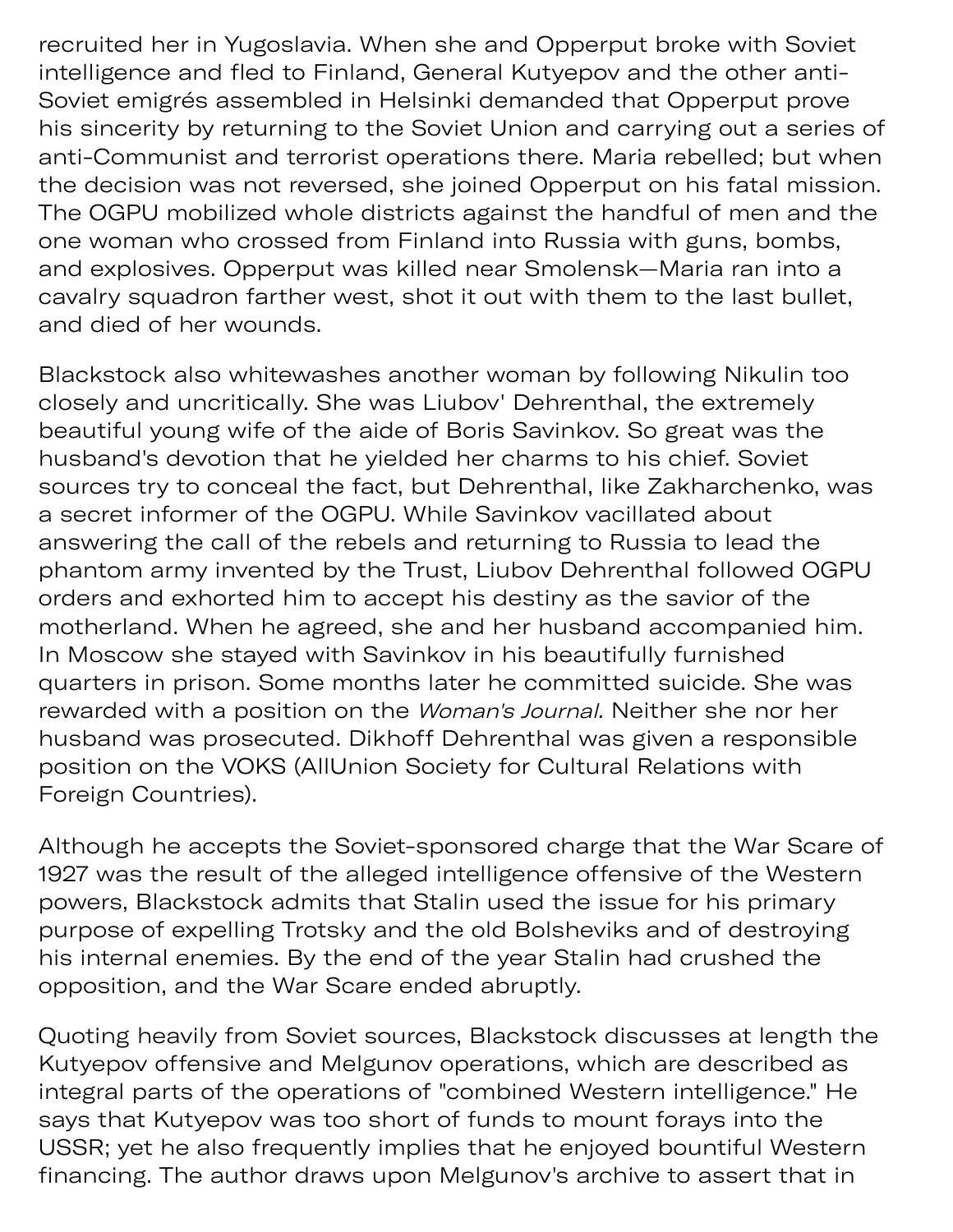recruited her in Yugoslavia. When she and Opperput broke with Soviet intelligence and fled to Finland, General Kutyepov and the other anti-Soviet emigrés assembled in Helsinki demanded that Opperput prove his sincerity by returning to the Soviet Union and carrying out a series of anti-Communist and terrorist operations there. Maria rebelled; but when the decision was not reversed, she joined Opperput on his fatal mission. The OGPU mobilized whole districts against the handful of men and the one woman who crossed from Finland into Russia with guns, bombs, and explosives. Opperput was killed near Smolensk—Maria ran into a cavalry squadron farther west, shot it out with them to the last bullet, and died of her wounds.

Blackstock also whitewashes another woman by following Nikulin too closely and uncritically. She was Liubov' Dehrenthal, the extremely beautiful young wife of the aide of Boris Savinkov. So great was the husband's devotion that he yielded her charms to his chief. Soviet sources try to conceal the fact, but Dehrenthal, like Zakharchenko, was a secret informer of the OGPU. While Savinkov vacillated about answering the call of the rebels and returning to Russia to lead the phantom army invented by the Trust, Liubov Dehrenthal followed OGPU orders and exhorted him to accept his destiny as the savior of the motherland. When he agreed, she and her husband accompanied him. In Moscow she stayed with Savinkov in his beautifully furnished quarters in prison. Some months later he committed suicide. She was rewarded with a position on the *Woman's Journal*. Neither she nor her husband was prosecuted. Dikhoff Dehrenthal was given a responsible position on the VOKS (AllUnion Society for Cultural Relations with Foreign Countries).

Although he accepts the Soviet-sponsored charge that the War Scare of 1927 was the result of the alleged intelligence offensive of the Western powers, Blackstock admits that Stalin used the issue for his primary purpose of expelling Trotsky and the old Bolsheviks and of destroying his internal enemies. By the end of the year Stalin had crushed the opposition, and the War Scare ended abruptly.

Quoting heavily from Soviet sources, Blackstock discusses at length the Kutyepov offensive and Melgunov operations, which are described as integral parts of the operations of "combined Western intelligence." He says that Kutyepov was too short of funds to mount forays into the USSR; yet he also frequently implies that he enjoyed bountiful Western financing. The author draws upon Melgunov's archive to assert that in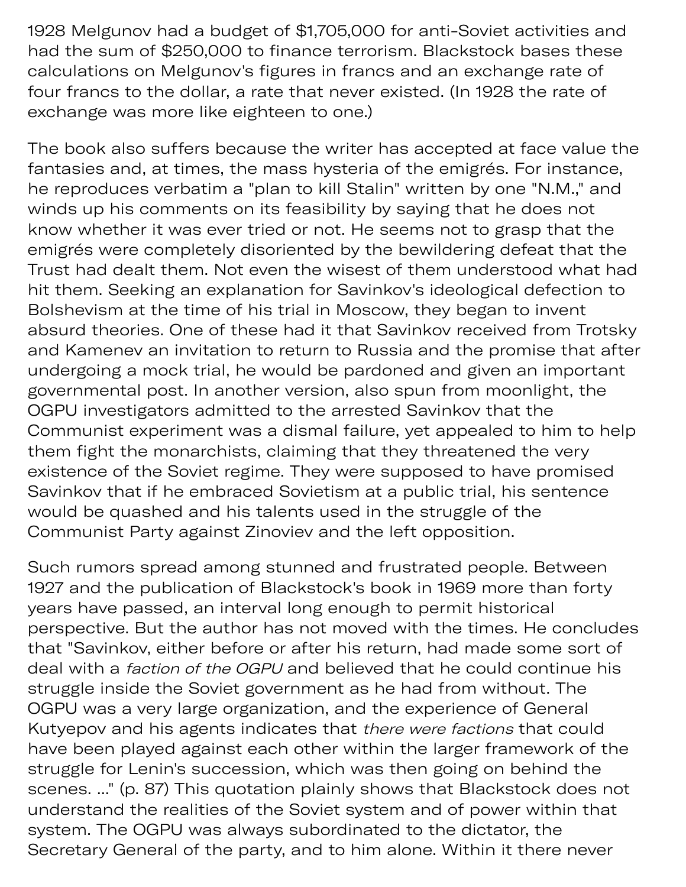1928 Melgunov had a budget of $1,705,000 for anti-Soviet activities and had the sum of $250,000 to finance terrorism. Blackstock bases these calculations on Melgunov's figures in francs and an exchange rate of four francs to the dollar, a rate that never existed. (In 1928 the rate of exchange was more like eighteen to one.)

The book also suffers because the writer has accepted at face value the fantasies and, at times, the mass hysteria of the emigrés. For instance, he reproduces verbatim a "plan to kill Stalin" written by one "N.M.," and winds up his comments on its feasibility by saying that he does not know whether it was ever tried or not. He seems not to grasp that the emigrés were completely disoriented by the bewildering defeat that the Trust had dealt them. Not even the wisest of them understood what had hit them. Seeking an explanation for Savinkov's ideological defection to Bolshevism at the time of his trial in Moscow, they began to invent absurd theories. One of these had it that Savinkov received from Trotsky and Kamenev an invitation to return to Russia and the promise that after undergoing a mock trial, he would be pardoned and given an important governmental post. In another version, also spun from moonlight, the OGPU investigators admitted to the arrested Savinkov that the Communist experiment was a dismal failure, yet appealed to him to help them fight the monarchists, claiming that they threatened the very existence of the Soviet regime. They were supposed to have promised Savinkov that if he embraced Sovietism at a public trial, his sentence would be quashed and his talents used in the struggle of the Communist Party against Zinoviev and the left opposition.

Such rumors spread among stunned and frustrated people. Between 1927 and the publication of Blackstock's book in 1969 more than forty years have passed, an interval long enough to permit historical perspective. But the author has not moved with the times. He concludes that "Savinkov, either before or after his return, had made some sort of deal with a *faction of the OGPU* and believed that he could continue his struggle inside the Soviet government as he had from without. The OGPU was a very large organization, and the experience of General Kutyepov and his agents indicates that *there were factions* that could have been played against each other within the larger framework of the struggle for Lenin's succession, which was then going on behind the scenes. ..." (p. 87) This quotation plainly shows that Blackstock does not understand the realities of the Soviet system and of power within that system. The OGPU was always subordinated to the dictator, the Secretary General of the party, and to him alone. Within it there never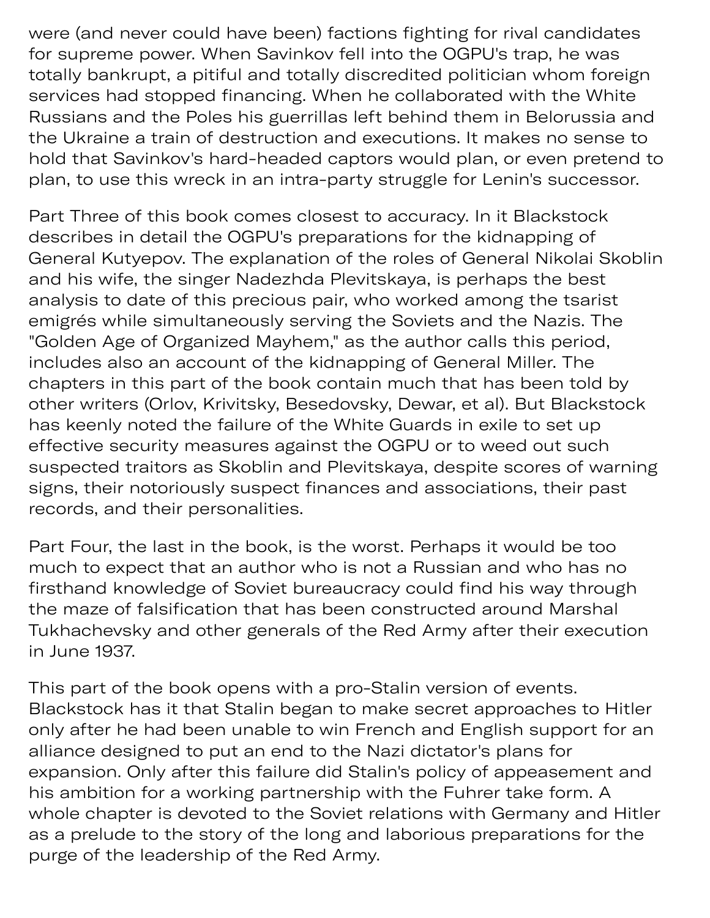were (and never could have been) factions fighting for rival candidates for supreme power. When Savinkov fell into the OGPU's trap, he was totally bankrupt, a pitiful and totally discredited politician whom foreign services had stopped financing. When he collaborated with the White Russians and the Poles his guerrillas left behind them in Belorussia and the Ukraine a train of destruction and executions. It makes no sense to hold that Savinkov's hard-headed captors would plan, or even pretend to plan, to use this wreck in an intra-party struggle for Lenin's successor.

Part Three of this book comes closest to accuracy. In it Blackstock describes in detail the OGPU's preparations for the kidnapping of General Kutyepov. The explanation of the roles of General Nikolai Skoblin and his wife, the singer Nadezhda Plevitskaya, is perhaps the best analysis to date of this precious pair, who worked among the tsarist emigrés while simultaneously serving the Soviets and the Nazis. The "Golden Age of Organized Mayhem," as the author calls this period, includes also an account of the kidnapping of General Miller. The chapters in this part of the book contain much that has been told by other writers (Orlov, Krivitsky, Besedovsky, Dewar, et al). But Blackstock has keenly noted the failure of the White Guards in exile to set up effective security measures against the OGPU or to weed out such suspected traitors as Skoblin and Plevitskaya, despite scores of warning signs, their notoriously suspect finances and associations, their past records, and their personalities.

Part Four, the last in the book, is the worst. Perhaps it would be too much to expect that an author who is not a Russian and who has no firsthand knowledge of Soviet bureaucracy could find his way through the maze of falsification that has been constructed around Marshal Tukhachevsky and other generals of the Red Army after their execution in June 1937.

This part of the book opens with a pro-Stalin version of events. Blackstock has it that Stalin began to make secret approaches to Hitler only after he had been unable to win French and English support for an alliance designed to put an end to the Nazi dictator's plans for expansion. Only after this failure did Stalin's policy of appeasement and his ambition for a working partnership with the Fuhrer take form. A whole chapter is devoted to the Soviet relations with Germany and Hitler as a prelude to the story of the long and laborious preparations for the purge of the leadership of the Red Army.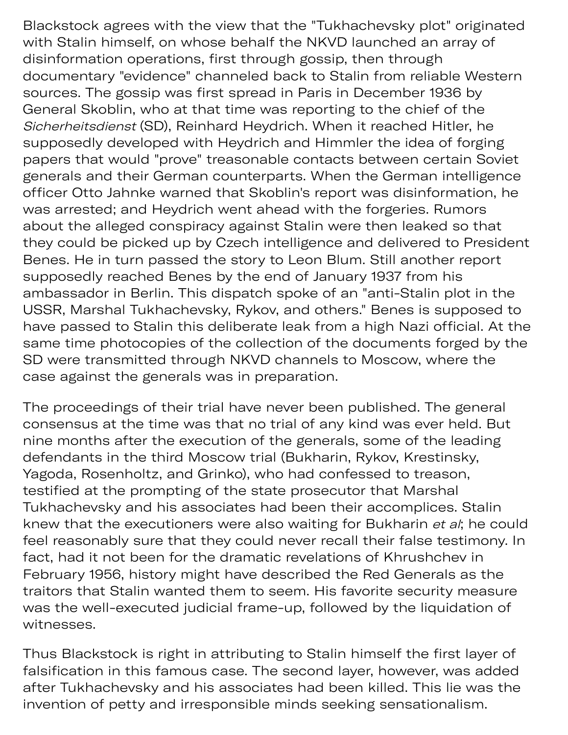Blackstock agrees with the view that the "Tukhachevsky plot" originated with Stalin himself, on whose behalf the NKVD launched an array of disinformation operations, first through gossip, then through documentary "evidence" channeled back to Stalin from reliable Western sources. The gossip was first spread in Paris in December 1936 by General Skoblin, who at that time was reporting to the chief of the *Sicherheitsdienst* (SD), Reinhard Heydrich. When it reached Hitler, he supposedly developed with Heydrich and Himmler the idea of forging papers that would "prove" treasonable contacts between certain Soviet generals and their German counterparts. When the German intelligence officer Otto Jahnke warned that Skoblin's report was disinformation, he was arrested; and Heydrich went ahead with the forgeries. Rumors about the alleged conspiracy against Stalin were then leaked so that they could be picked up by Czech intelligence and delivered to President Benes. He in turn passed the story to Leon Blum. Still another report supposedly reached Benes by the end of January 1937 from his ambassador in Berlin. This dispatch spoke of an "anti-Stalin plot in the USSR, Marshal Tukhachevsky, Rykov, and others." Benes is supposed to have passed to Stalin this deliberate leak from a high Nazi official. At the same time photocopies of the collection of the documents forged by the SD were transmitted through NKVD channels to Moscow, where the case against the generals was in preparation.

The proceedings of their trial have never been published. The general consensus at the time was that no trial of any kind was ever held. But nine months after the execution of the generals, some of the leading defendants in the third Moscow trial (Bukharin, Rykov, Krestinsky, Yagoda, Rosenholtz, and Grinko), who had confessed to treason, testified at the prompting of the state prosecutor that Marshal Tukhachevsky and his associates had been their accomplices. Stalin knew that the executioners were also waiting for Bukharin *et al*; he could feel reasonably sure that they could never recall their false testimony. In fact, had it not been for the dramatic revelations of Khrushchev in February 1956, history might have described the Red Generals as the traitors that Stalin wanted them to seem. His favorite security measure was the well-executed judicial frame-up, followed by the liquidation of witnesses.

Thus Blackstock is right in attributing to Stalin himself the first layer of falsification in this famous case. The second layer, however, was added after Tukhachevsky and his associates had been killed. This lie was the invention of petty and irresponsible minds seeking sensationalism.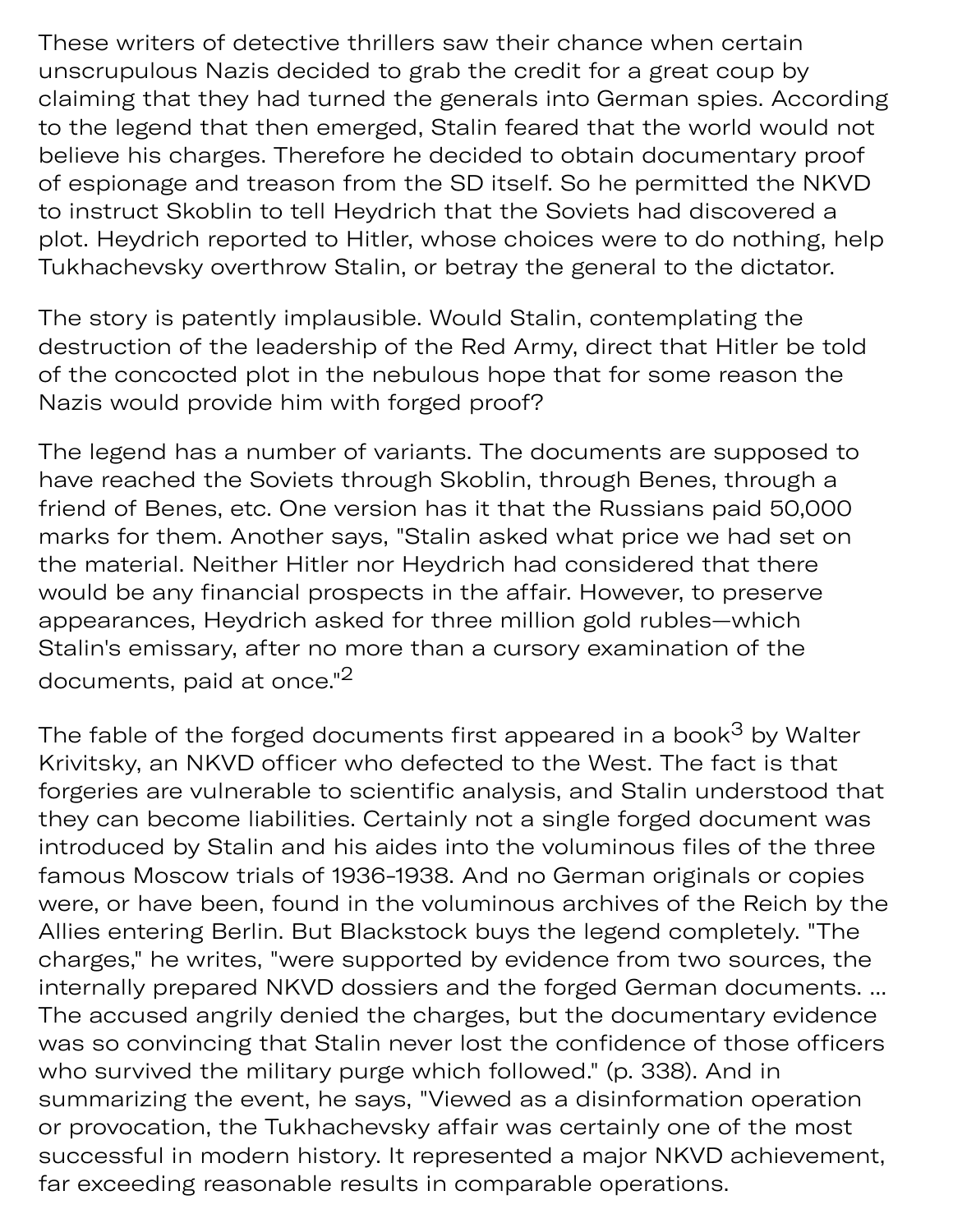These writers of detective thrillers saw their chance when certain unscrupulous Nazis decided to grab the credit for a great coup by claiming that they had turned the generals into German spies. According to the legend that then emerged, Stalin feared that the world would not believe his charges. Therefore he decided to obtain documentary proof of espionage and treason from the SD itself. So he permitted the NKVD to instruct Skoblin to tell Heydrich that the Soviets had discovered a plot. Heydrich reported to Hitler, whose choices were to do nothing, help Tukhachevsky overthrow Stalin, or betray the general to the dictator.

The story is patently implausible. Would Stalin, contemplating the destruction of the leadership of the Red Army, direct that Hitler be told of the concocted plot in the nebulous hope that for some reason the Nazis would provide him with forged proof?

The legend has a number of variants. The documents are supposed to have reached the Soviets through Skoblin, through Benes, through a friend of Benes, etc. One version has it that the Russians paid 50,000 marks for them. Another says, "Stalin asked what price we had set on the material. Neither Hitler nor Heydrich had considered that there would be any financial prospects in the affair. However, to preserve appearances, Heydrich asked for three million gold rubles—which Stalin's emissary, after no more than a cursory examination of the documents, paid at once."[2]

The fable of the forged documents first appeared in a book[3] by Walter Krivitsky, an NKVD officer who defected to the West. The fact is that forgeries are vulnerable to scientific analysis, and Stalin understood that they can become liabilities. Certainly not a single forged document was introduced by Stalin and his aides into the voluminous files of the three famous Moscow trials of 1936-1938. And no German originals or copies were, or have been, found in the voluminous archives of the Reich by the Allies entering Berlin. But Blackstock buys the legend completely. "The charges," he writes, "were supported by evidence from two sources, the internally prepared NKVD dossiers and the forged German documents. ... The accused angrily denied the charges, but the documentary evidence was so convincing that Stalin never lost the confidence of those officers who survived the military purge which followed." (p. 338). And in summarizing the event, he says, "Viewed as a disinformation operation or provocation, the Tukhachevsky affair was certainly one of the most successful in modern history. It represented a major NKVD achievement, far exceeding reasonable results in comparable operations.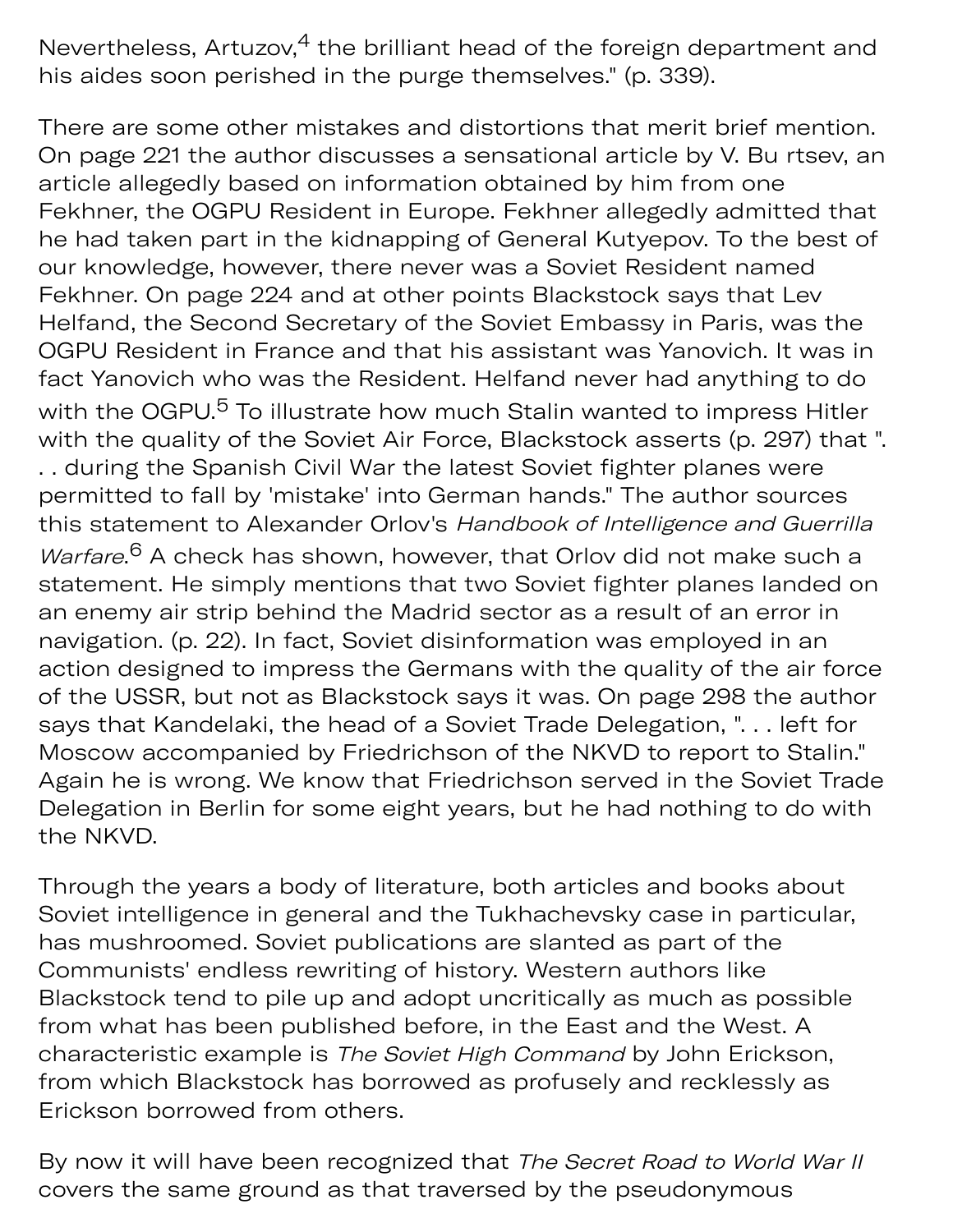Nevertheless, Artuzov,[4] the brilliant head of the foreign department and his aides soon perished in the purge themselves." (p. 339).

There are some other mistakes and distortions that merit brief mention. On page 221 the author discusses a sensational article by V. Bu rtsev, an article allegedly based on information obtained by him from one Fekhner, the OGPU Resident in Europe. Fekhner allegedly admitted that he had taken part in the kidnapping of General Kutyepov. To the best of our knowledge, however, there never was a Soviet Resident named Fekhner. On page 224 and at other points Blackstock says that Lev Helfand, the Second Secretary of the Soviet Embassy in Paris, was the OGPU Resident in France and that his assistant was Yanovich. It was in fact Yanovich who was the Resident. Helfand never had anything to do with the OGPU.[5] To illustrate how much Stalin wanted to impress Hitler with the quality of the Soviet Air Force, Blackstock asserts (p. 297) that ". . . during the Spanish Civil War the latest Soviet fighter planes were permitted to fall by 'mistake' into German hands." The author sources this statement to Alexander Orlov's *Handbook of Intelligence and Guerrilla Warfare*.[6] A check has shown, however, that Orlov did not make such a statement. He simply mentions that two Soviet fighter planes landed on an enemy air strip behind the Madrid sector as a result of an error in navigation. (p. 22). In fact, Soviet disinformation was employed in an action designed to impress the Germans with the quality of the air force of the USSR, but not as Blackstock says it was. On page 298 the author says that Kandelaki, the head of a Soviet Trade Delegation, ". . . left for Moscow accompanied by Friedrichson of the NKVD to report to Stalin." Again he is wrong. We know that Friedrichson served in the Soviet Trade Delegation in Berlin for some eight years, but he had nothing to do with the NKVD.

Through the years a body of literature, both articles and books about Soviet intelligence in general and the Tukhachevsky case in particular, has mushroomed. Soviet publications are slanted as part of the Communists' endless rewriting of history. Western authors like Blackstock tend to pile up and adopt uncritically as much as possible from what has been published before, in the East and the West. A characteristic example is *The Soviet High Command* by John Erickson, from which Blackstock has borrowed as profusely and recklessly as Erickson borrowed from others.

By now it will have been recognized that *The Secret Road to World War II* covers the same ground as that traversed by the pseudonymous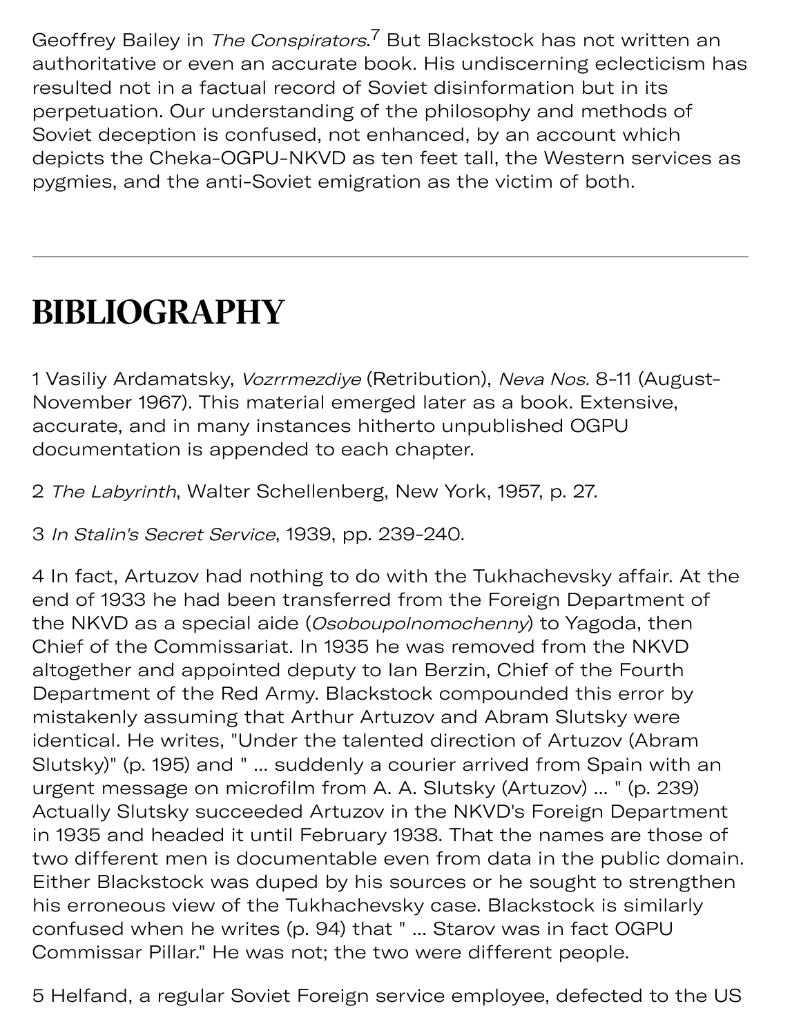Geoffrey Bailey in *The Conspirators*.[7] But Blackstock has not written an authoritative or even an accurate book. His undiscerning eclecticism has resulted not in a factual record of Soviet disinformation but in its perpetuation. Our understanding of the philosophy and methods of Soviet deception is confused, not enhanced, by an account which depicts the Cheka-OGPU-NKVD as ten feet tall, the Western services as pygmies, and the anti-Soviet emigration as the victim of both.

---

# BIBLIOGRAPHY

1 Vasiliy Ardamatsky, *Vozrrmezdiye* (Retribution), *Neva Nos.* 8-11 (August-November 1967). This material emerged later as a book. Extensive, accurate, and in many instances hitherto unpublished OGPU documentation is appended to each chapter.

2 *The Labyrinth*, Walter Schellenberg, New York, 1957, p. 27.

3 *In Stalin's Secret Service*, 1939, pp. 239-240.

4 In fact, Artuzov had nothing to do with the Tukhachevsky affair. At the end of 1933 he had been transferred from the Foreign Department of the NKVD as a special aide (*Osoboupolnomochenny*) to Yagoda, then Chief of the Commissariat. In 1935 he was removed from the NKVD altogether and appointed deputy to Ian Berzin, Chief of the Fourth Department of the Red Army. Blackstock compounded this error by mistakenly assuming that Arthur Artuzov and Abram Slutsky were identical. He writes, "Under the talented direction of Artuzov (Abram Slutsky)" (p. 195) and " ... suddenly a courier arrived from Spain with an urgent message on microfilm from A. A. Slutsky (Artuzov) ... " (p. 239) Actually Slutsky succeeded Artuzov in the NKVD's Foreign Department in 1935 and headed it until February 1938. That the names are those of two different men is documentable even from data in the public domain. Either Blackstock was duped by his sources or he sought to strengthen his erroneous view of the Tukhachevsky case. Blackstock is similarly confused when he writes (p. 94) that " ... Starov was in fact OGPU Commissar Pillar." He was not; the two were different people.

5 Helfand, a regular Soviet Foreign service employee, defected to the US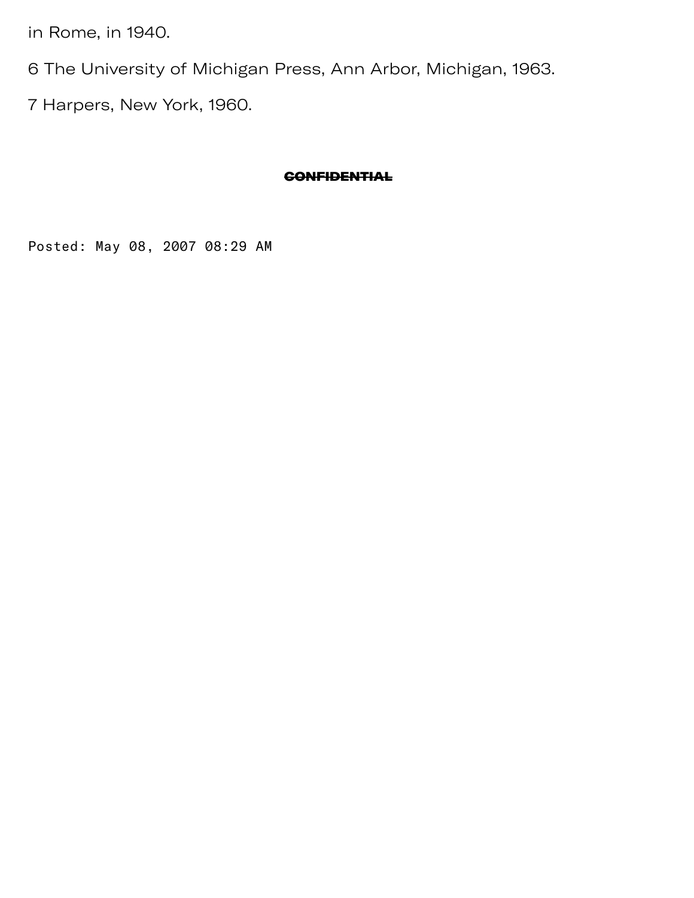in Rome, in 1940.

6 The University of Michigan Press, Ann Arbor, Michigan, 1963.

7 Harpers, New York, 1960.

~~**CONFIDENTIAL**~~

Posted: May 08, 2007 08:29 AM